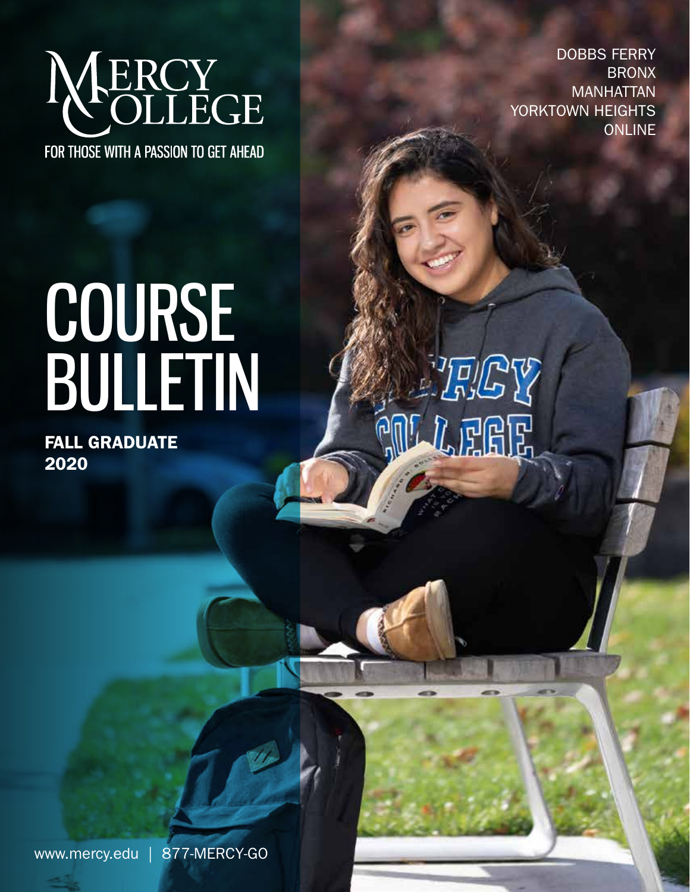# MERCY COLLEGE

FOR THOSE WITH A PASSION TO GET AHEAD

DOBBS FERRY
BRONX
MANHATTAN
YORKTOWN HEIGHTS
ONLINE

# COURSE BULLETIN

**FALL GRADUATE 2020**

www.mercy.edu | 877-MERCY-GO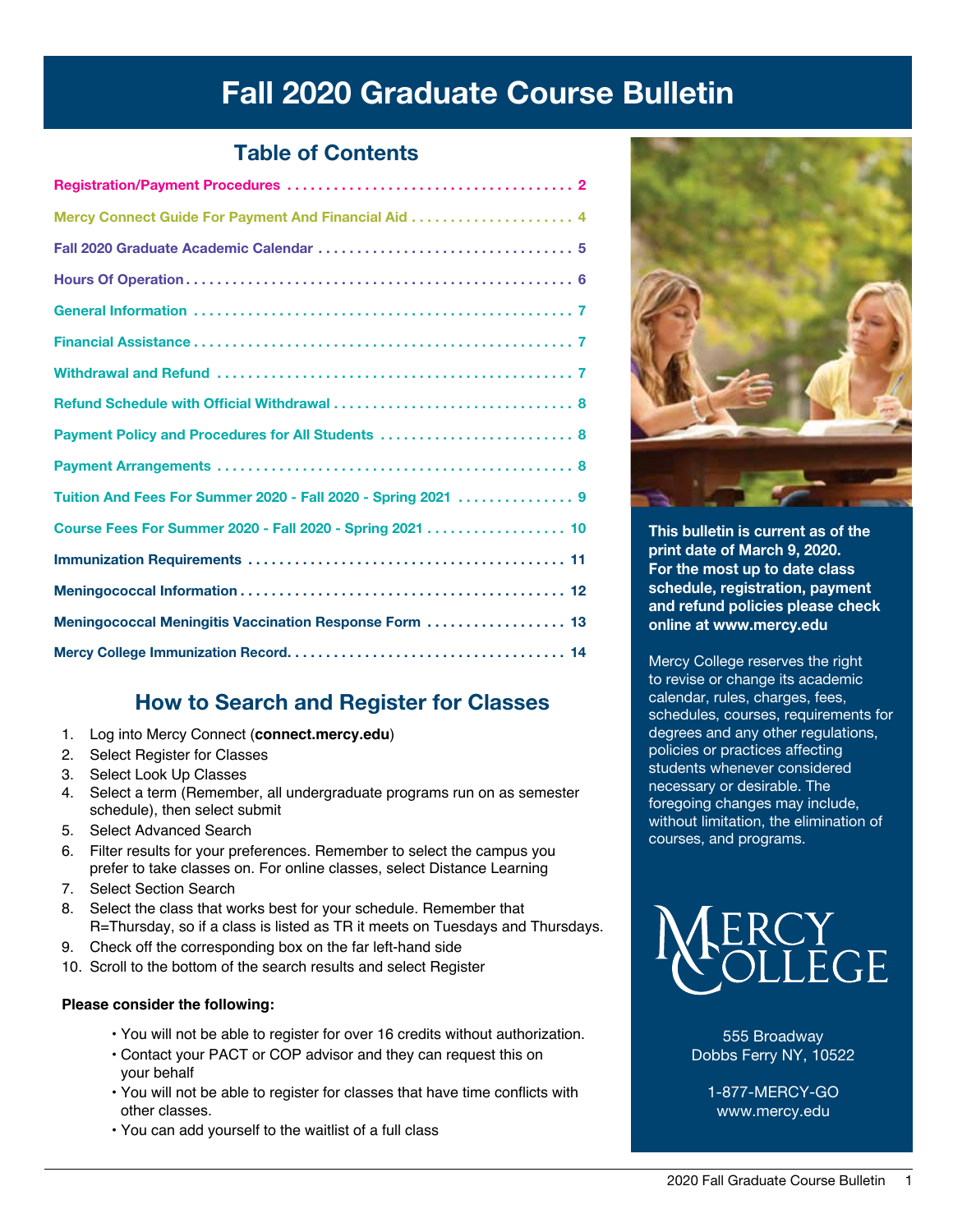# Fall 2020 Graduate Course Bulletin

## Table of Contents

| Section | Page |
|---|---|
| Registration/Payment Procedures | 2 |
| Mercy Connect Guide For Payment And Financial Aid | 4 |
| Fall 2020 Graduate Academic Calendar | 5 |
| Hours Of Operation | 6 |
| General Information | 7 |
| Financial Assistance | 7 |
| Withdrawal and Refund | 7 |
| Refund Schedule with Official Withdrawal | 8 |
| Payment Policy and Procedures for All Students | 8 |
| Payment Arrangements | 8 |
| Tuition And Fees For Summer 2020 - Fall 2020 - Spring 2021 | 9 |
| Course Fees For Summer 2020 - Fall 2020 - Spring 2021 | 10 |
| Immunization Requirements | 11 |
| Meningococcal Information | 12 |
| Meningococcal Meningitis Vaccination Response Form | 13 |
| Mercy College Immunization Record | 14 |

## How to Search and Register for Classes

1. Log into Mercy Connect (**connect.mercy.edu**)
2. Select Register for Classes
3. Select Look Up Classes
4. Select a term (Remember, all undergraduate programs run on as semester schedule), then select submit
5. Select Advanced Search
6. Filter results for your preferences. Remember to select the campus you prefer to take classes on. For online classes, select Distance Learning
7. Select Section Search
8. Select the class that works best for your schedule. Remember that R=Thursday, so if a class is listed as TR it meets on Tuesdays and Thursdays.
9. Check off the corresponding box on the far left-hand side
10. Scroll to the bottom of the search results and select Register

**Please consider the following:**

- You will not be able to register for over 16 credits without authorization.
- Contact your PACT or COP advisor and they can request this on your behalf
- You will not be able to register for classes that have time conflicts with other classes.
- You can add yourself to the waitlist of a full class

**This bulletin is current as of the print date of March 9, 2020. For the most up to date class schedule, registration, payment and refund policies please check online at www.mercy.edu**

Mercy College reserves the right to revise or change its academic calendar, rules, charges, fees, schedules, courses, requirements for degrees and any other regulations, policies or practices affecting students whenever considered necessary or desirable. The foregoing changes may include, without limitation, the elimination of courses, and programs.

MERCY COLLEGE

555 Broadway
Dobbs Ferry NY, 10522

1-877-MERCY-GO
www.mercy.edu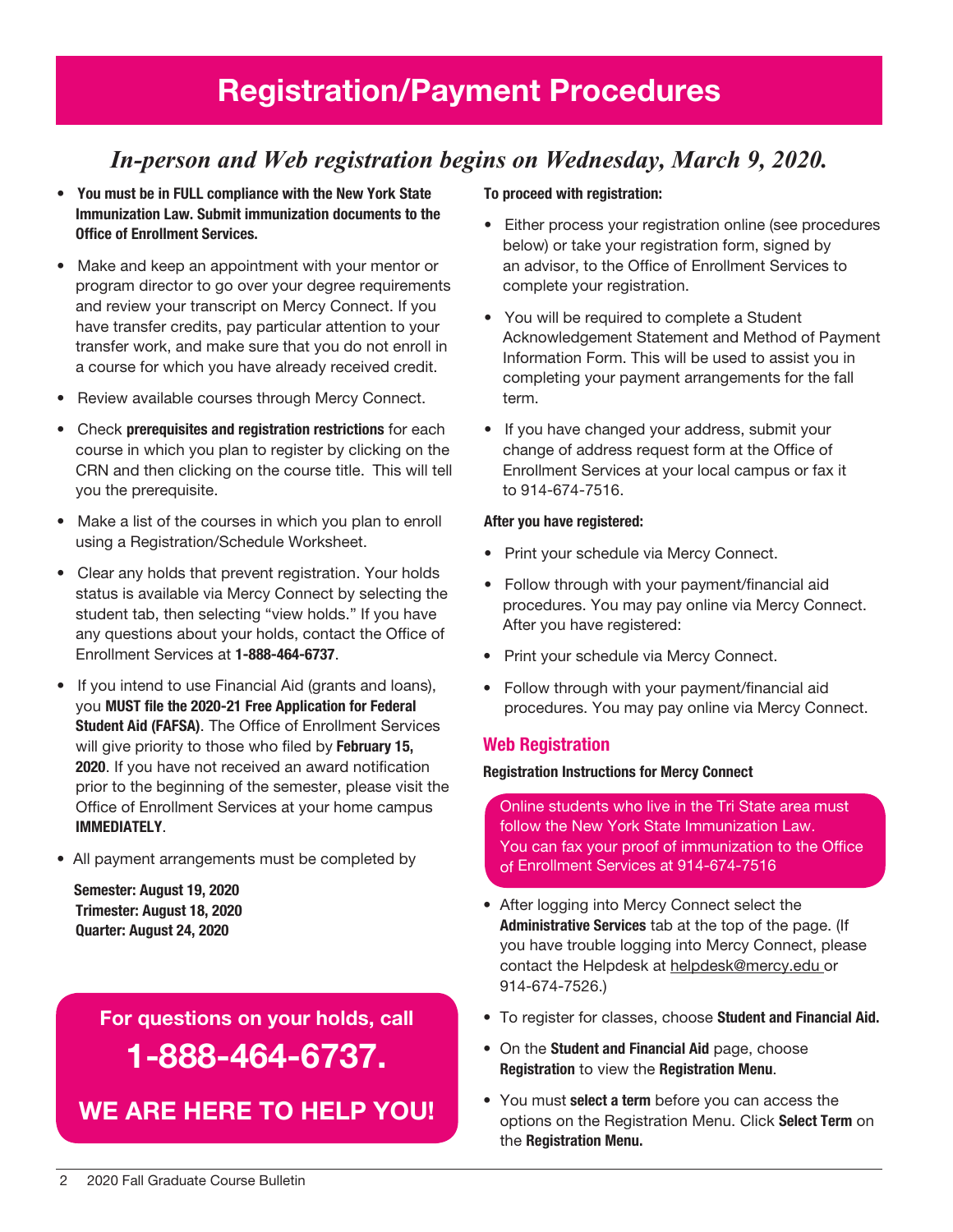# Registration/Payment Procedures

*In-person and Web registration begins on Wednesday, March 9, 2020.*

- **You must be in FULL compliance with the New York State Immunization Law. Submit immunization documents to the Office of Enrollment Services.**
- Make and keep an appointment with your mentor or program director to go over your degree requirements and review your transcript on Mercy Connect. If you have transfer credits, pay particular attention to your transfer work, and make sure that you do not enroll in a course for which you have already received credit.
- Review available courses through Mercy Connect.
- Check **prerequisites and registration restrictions** for each course in which you plan to register by clicking on the CRN and then clicking on the course title. This will tell you the prerequisite.
- Make a list of the courses in which you plan to enroll using a Registration/Schedule Worksheet.
- Clear any holds that prevent registration. Your holds status is available via Mercy Connect by selecting the student tab, then selecting "view holds." If you have any questions about your holds, contact the Office of Enrollment Services at **1-888-464-6737**.
- If you intend to use Financial Aid (grants and loans), you **MUST file the 2020-21 Free Application for Federal Student Aid (FAFSA)**. The Office of Enrollment Services will give priority to those who filed by **February 15, 2020**. If you have not received an award notification prior to the beginning of the semester, please visit the Office of Enrollment Services at your home campus **IMMEDIATELY**.
- All payment arrangements must be completed by

  **Semester: August 19, 2020**
  **Trimester: August 18, 2020**
  **Quarter: August 24, 2020**

**For questions on your holds, call**

**1-888-464-6737.**

**WE ARE HERE TO HELP YOU!**

**To proceed with registration:**

- Either process your registration online (see procedures below) or take your registration form, signed by an advisor, to the Office of Enrollment Services to complete your registration.
- You will be required to complete a Student Acknowledgement Statement and Method of Payment Information Form. This will be used to assist you in completing your payment arrangements for the fall term.
- If you have changed your address, submit your change of address request form at the Office of Enrollment Services at your local campus or fax it to 914-674-7516.

**After you have registered:**

- Print your schedule via Mercy Connect.
- Follow through with your payment/financial aid procedures. You may pay online via Mercy Connect. After you have registered:
- Print your schedule via Mercy Connect.
- Follow through with your payment/financial aid procedures. You may pay online via Mercy Connect.

## Web Registration

**Registration Instructions for Mercy Connect**

Online students who live in the Tri State area must follow the New York State Immunization Law. You can fax your proof of immunization to the Office of Enrollment Services at 914-674-7516

- After logging into Mercy Connect select the **Administrative Services** tab at the top of the page. (If you have trouble logging into Mercy Connect, please contact the Helpdesk at helpdesk@mercy.edu or 914-674-7526.)
- To register for classes, choose **Student and Financial Aid.**
- On the **Student and Financial Aid** page, choose **Registration** to view the **Registration Menu**.
- You must **select a term** before you can access the options on the Registration Menu. Click **Select Term** on the **Registration Menu.**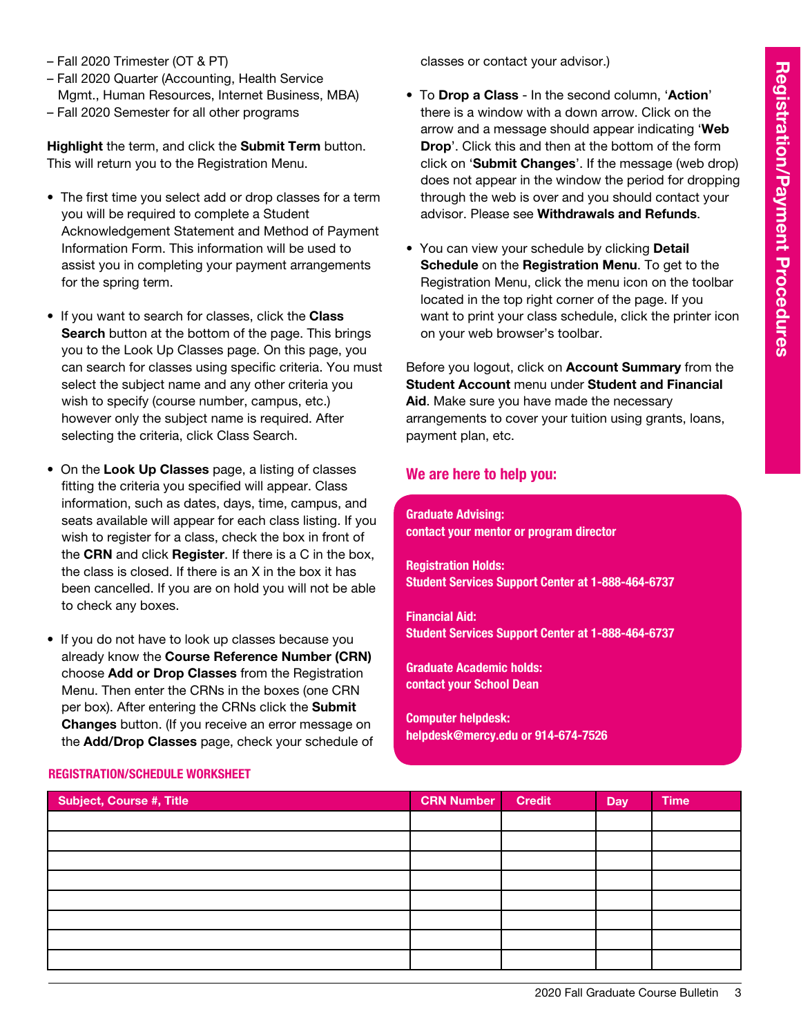– Fall 2020 Trimester (OT & PT)
– Fall 2020 Quarter (Accounting, Health Service Mgmt., Human Resources, Internet Business, MBA)
– Fall 2020 Semester for all other programs

**Highlight** the term, and click the **Submit Term** button. This will return you to the Registration Menu.

- The first time you select add or drop classes for a term you will be required to complete a Student Acknowledgement Statement and Method of Payment Information Form. This information will be used to assist you in completing your payment arrangements for the spring term.

- If you want to search for classes, click the **Class Search** button at the bottom of the page. This brings you to the Look Up Classes page. On this page, you can search for classes using specific criteria. You must select the subject name and any other criteria you wish to specify (course number, campus, etc.) however only the subject name is required. After selecting the criteria, click Class Search.

- On the **Look Up Classes** page, a listing of classes fitting the criteria you specified will appear. Class information, such as dates, days, time, campus, and seats available will appear for each class listing. If you wish to register for a class, check the box in front of the **CRN** and click **Register**. If there is a C in the box, the class is closed. If there is an X in the box it has been cancelled. If you are on hold you will not be able to check any boxes.

- If you do not have to look up classes because you already know the **Course Reference Number (CRN)** choose **Add or Drop Classes** from the Registration Menu. Then enter the CRNs in the boxes (one CRN per box). After entering the CRNs click the **Submit Changes** button. (If you receive an error message on the **Add/Drop Classes** page, check your schedule of classes or contact your advisor.)

- To **Drop a Class** - In the second column, '**Action**' there is a window with a down arrow. Click on the arrow and a message should appear indicating '**Web Drop**'. Click this and then at the bottom of the form click on '**Submit Changes**'. If the message (web drop) does not appear in the window the period for dropping through the web is over and you should contact your advisor. Please see **Withdrawals and Refunds**.

- You can view your schedule by clicking **Detail Schedule** on the **Registration Menu**. To get to the Registration Menu, click the menu icon on the toolbar located in the top right corner of the page. If you want to print your class schedule, click the printer icon on your web browser's toolbar.

Before you logout, click on **Account Summary** from the **Student Account** menu under **Student and Financial Aid**. Make sure you have made the necessary arrangements to cover your tuition using grants, loans, payment plan, etc.

## We are here to help you:

**Graduate Advising:**
**contact your mentor or program director**

**Registration Holds:**
**Student Services Support Center at 1-888-464-6737**

**Financial Aid:**
**Student Services Support Center at 1-888-464-6737**

**Graduate Academic holds:**
**contact your School Dean**

**Computer helpdesk:**
**helpdesk@mercy.edu or 914-674-7526**

### REGISTRATION/SCHEDULE WORKSHEET

| Subject, Course #, Title | CRN Number | Credit | Day | Time |
|---|---|---|---|---|
| | | | | |
| | | | | |
| | | | | |
| | | | | |
| | | | | |
| | | | | |
| | | | | |
| | | | | |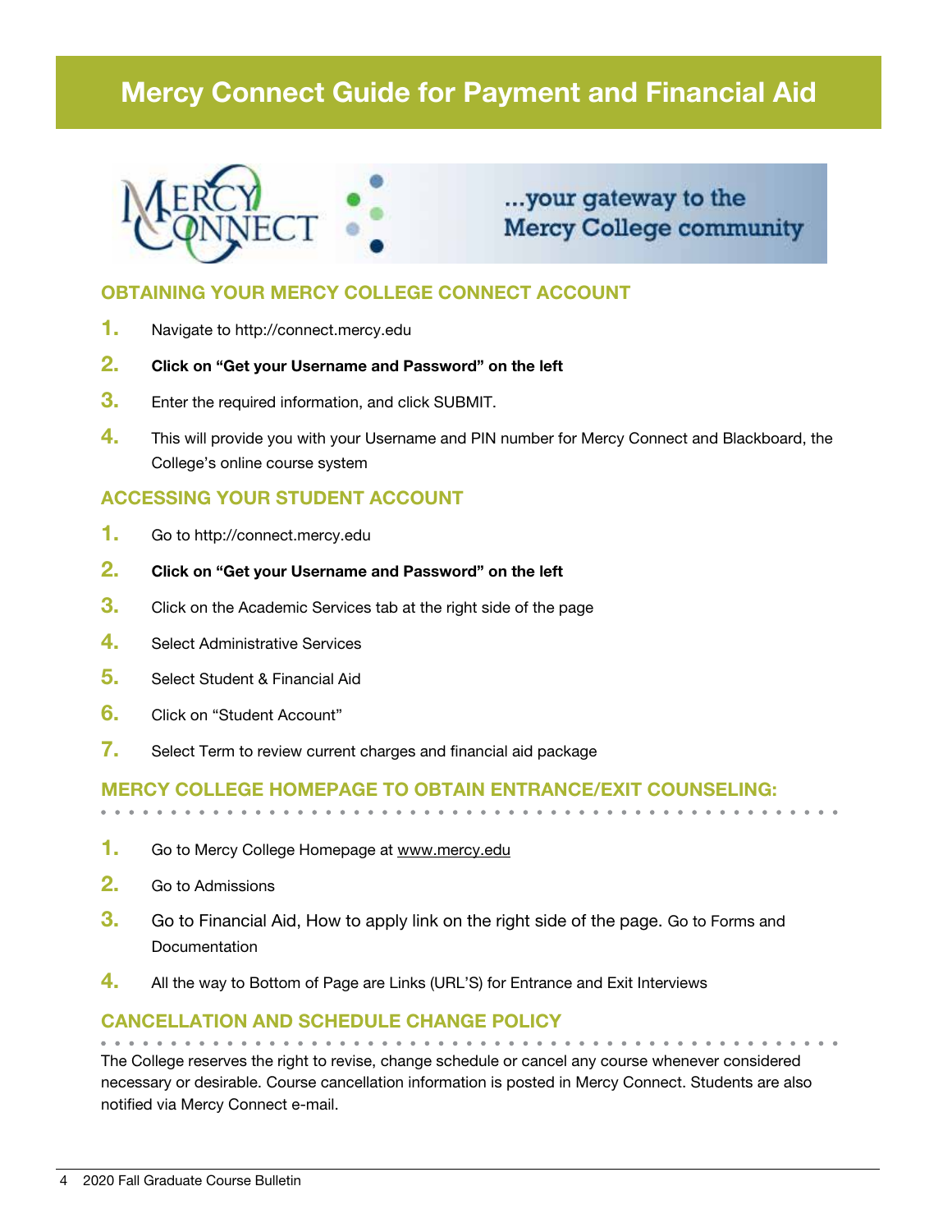# Mercy Connect Guide for Payment and Financial Aid

...your gateway to the Mercy College community

## OBTAINING YOUR MERCY COLLEGE CONNECT ACCOUNT

1. Navigate to http://connect.mercy.edu
2. **Click on "Get your Username and Password" on the left**
3. Enter the required information, and click SUBMIT.
4. This will provide you with your Username and PIN number for Mercy Connect and Blackboard, the College's online course system

## ACCESSING YOUR STUDENT ACCOUNT

1. Go to http://connect.mercy.edu
2. **Click on "Get your Username and Password" on the left**
3. Click on the Academic Services tab at the right side of the page
4. Select Administrative Services
5. Select Student & Financial Aid
6. Click on "Student Account"
7. Select Term to review current charges and financial aid package

## MERCY COLLEGE HOMEPAGE TO OBTAIN ENTRANCE/EXIT COUNSELING:

1. Go to Mercy College Homepage at www.mercy.edu
2. Go to Admissions
3. Go to Financial Aid, How to apply link on the right side of the page. Go to Forms and Documentation
4. All the way to Bottom of Page are Links (URL'S) for Entrance and Exit Interviews

## CANCELLATION AND SCHEDULE CHANGE POLICY

The College reserves the right to revise, change schedule or cancel any course whenever considered necessary or desirable. Course cancellation information is posted in Mercy Connect. Students are also notified via Mercy Connect e-mail.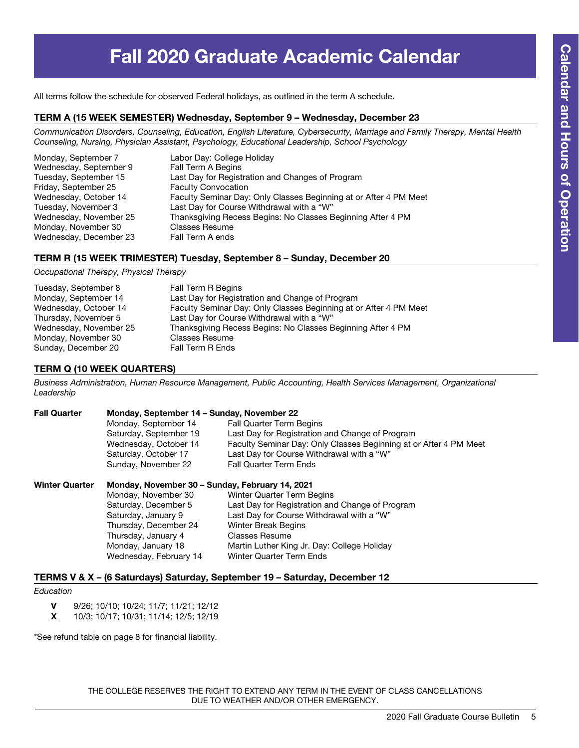# Fall 2020 Graduate Academic Calendar

All terms follow the schedule for observed Federal holidays, as outlined in the term A schedule.

## TERM A (15 WEEK SEMESTER) Wednesday, September 9 – Wednesday, December 23

*Communication Disorders, Counseling, Education, English Literature, Cybersecurity, Marriage and Family Therapy, Mental Health Counseling, Nursing, Physician Assistant, Psychology, Educational Leadership, School Psychology*

| | |
|---|---|
| Monday, September 7 | Labor Day: College Holiday |
| Wednesday, September 9 | Fall Term A Begins |
| Tuesday, September 15 | Last Day for Registration and Changes of Program |
| Friday, September 25 | Faculty Convocation |
| Wednesday, October 14 | Faculty Seminar Day: Only Classes Beginning at or After 4 PM Meet |
| Tuesday, November 3 | Last Day for Course Withdrawal with a "W" |
| Wednesday, November 25 | Thanksgiving Recess Begins: No Classes Beginning After 4 PM |
| Monday, November 30 | Classes Resume |
| Wednesday, December 23 | Fall Term A ends |

## TERM R (15 WEEK TRIMESTER) Tuesday, September 8 – Sunday, December 20

*Occupational Therapy, Physical Therapy*

| | |
|---|---|
| Tuesday, September 8 | Fall Term R Begins |
| Monday, September 14 | Last Day for Registration and Change of Program |
| Wednesday, October 14 | Faculty Seminar Day: Only Classes Beginning at or After 4 PM Meet |
| Thursday, November 5 | Last Day for Course Withdrawal with a "W" |
| Wednesday, November 25 | Thanksgiving Recess Begins: No Classes Beginning After 4 PM |
| Monday, November 30 | Classes Resume |
| Sunday, December 20 | Fall Term R Ends |

## TERM Q (10 WEEK QUARTERS)

*Business Administration, Human Resource Management, Public Accounting, Health Services Management, Organizational Leadership*

**Fall Quarter** — **Monday, September 14 – Sunday, November 22**

| | |
|---|---|
| Monday, September 14 | Fall Quarter Term Begins |
| Saturday, September 19 | Last Day for Registration and Change of Program |
| Wednesday, October 14 | Faculty Seminar Day: Only Classes Beginning at or After 4 PM Meet |
| Saturday, October 17 | Last Day for Course Withdrawal with a "W" |
| Sunday, November 22 | Fall Quarter Term Ends |

**Winter Quarter** — **Monday, November 30 – Sunday, February 14, 2021**

| | |
|---|---|
| Monday, November 30 | Winter Quarter Term Begins |
| Saturday, December 5 | Last Day for Registration and Change of Program |
| Saturday, January 9 | Last Day for Course Withdrawal with a "W" |
| Thursday, December 24 | Winter Break Begins |
| Thursday, January 4 | Classes Resume |
| Monday, January 18 | Martin Luther King Jr. Day: College Holiday |
| Wednesday, February 14 | Winter Quarter Term Ends |

## TERMS V & X – (6 Saturdays) Saturday, September 19 – Saturday, December 12

*Education*

**V** 9/26; 10/10; 10/24; 11/7; 11/21; 12/12
**X** 10/3; 10/17; 10/31; 11/14; 12/5; 12/19

*See refund table on page 8 for financial liability.

THE COLLEGE RESERVES THE RIGHT TO EXTEND ANY TERM IN THE EVENT OF CLASS CANCELLATIONS DUE TO WEATHER AND/OR OTHER EMERGENCY.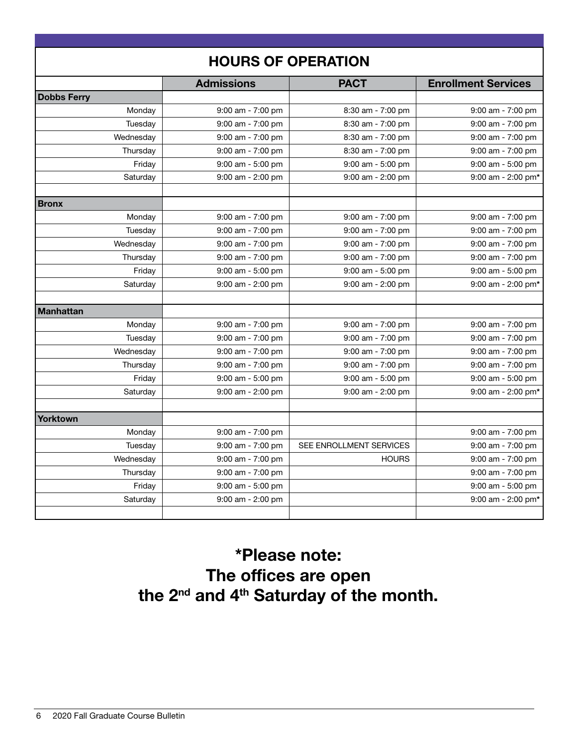## HOURS OF OPERATION

| | Admissions | PACT | Enrollment Services |
|---|---|---|---|
| **Dobbs Ferry** | | | |
| Monday | 9:00 am - 7:00 pm | 8:30 am - 7:00 pm | 9:00 am - 7:00 pm |
| Tuesday | 9:00 am - 7:00 pm | 8:30 am - 7:00 pm | 9:00 am - 7:00 pm |
| Wednesday | 9:00 am - 7:00 pm | 8:30 am - 7:00 pm | 9:00 am - 7:00 pm |
| Thursday | 9:00 am - 7:00 pm | 8:30 am - 7:00 pm | 9:00 am - 7:00 pm |
| Friday | 9:00 am - 5:00 pm | 9:00 am - 5:00 pm | 9:00 am - 5:00 pm |
| Saturday | 9:00 am - 2:00 pm | 9:00 am - 2:00 pm | 9:00 am - 2:00 pm* |
| | | | |
| **Bronx** | | | |
| Monday | 9:00 am - 7:00 pm | 9:00 am - 7:00 pm | 9:00 am - 7:00 pm |
| Tuesday | 9:00 am - 7:00 pm | 9:00 am - 7:00 pm | 9:00 am - 7:00 pm |
| Wednesday | 9:00 am - 7:00 pm | 9:00 am - 7:00 pm | 9:00 am - 7:00 pm |
| Thursday | 9:00 am - 7:00 pm | 9:00 am - 7:00 pm | 9:00 am - 7:00 pm |
| Friday | 9:00 am - 5:00 pm | 9:00 am - 5:00 pm | 9:00 am - 5:00 pm |
| Saturday | 9:00 am - 2:00 pm | 9:00 am - 2:00 pm | 9:00 am - 2:00 pm* |
| | | | |
| **Manhattan** | | | |
| Monday | 9:00 am - 7:00 pm | 9:00 am - 7:00 pm | 9:00 am - 7:00 pm |
| Tuesday | 9:00 am - 7:00 pm | 9:00 am - 7:00 pm | 9:00 am - 7:00 pm |
| Wednesday | 9:00 am - 7:00 pm | 9:00 am - 7:00 pm | 9:00 am - 7:00 pm |
| Thursday | 9:00 am - 7:00 pm | 9:00 am - 7:00 pm | 9:00 am - 7:00 pm |
| Friday | 9:00 am - 5:00 pm | 9:00 am - 5:00 pm | 9:00 am - 5:00 pm |
| Saturday | 9:00 am - 2:00 pm | 9:00 am - 2:00 pm | 9:00 am - 2:00 pm* |
| | | | |
| **Yorktown** | | | |
| Monday | 9:00 am - 7:00 pm | | 9:00 am - 7:00 pm |
| Tuesday | 9:00 am - 7:00 pm | SEE ENROLLMENT SERVICES | 9:00 am - 7:00 pm |
| Wednesday | 9:00 am - 7:00 pm | HOURS | 9:00 am - 7:00 pm |
| Thursday | 9:00 am - 7:00 pm | | 9:00 am - 7:00 pm |
| Friday | 9:00 am - 5:00 pm | | 9:00 am - 5:00 pm |
| Saturday | 9:00 am - 2:00 pm | | 9:00 am - 2:00 pm* |

**\*Please note:**
**The offices are open**
**the 2nd and 4th Saturday of the month.**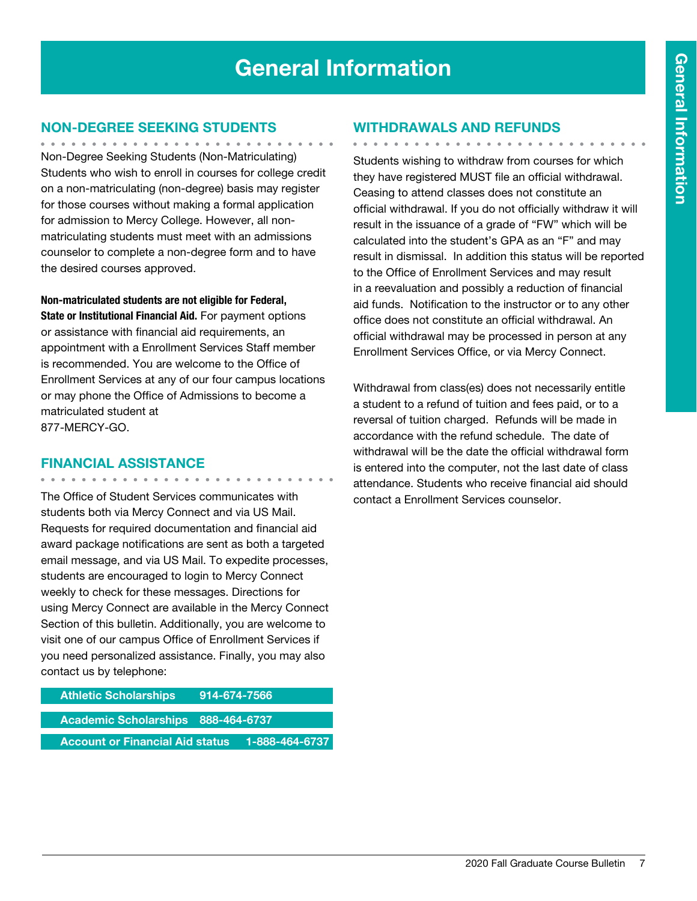# General Information

## NON-DEGREE SEEKING STUDENTS

Non-Degree Seeking Students (Non-Matriculating) Students who wish to enroll in courses for college credit on a non-matriculating (non-degree) basis may register for those courses without making a formal application for admission to Mercy College. However, all non-matriculating students must meet with an admissions counselor to complete a non-degree form and to have the desired courses approved.

**Non-matriculated students are not eligible for Federal, State or Institutional Financial Aid.** For payment options or assistance with financial aid requirements, an appointment with a Enrollment Services Staff member is recommended. You are welcome to the Office of Enrollment Services at any of our four campus locations or may phone the Office of Admissions to become a matriculated student at 877-MERCY-GO.

## FINANCIAL ASSISTANCE

The Office of Student Services communicates with students both via Mercy Connect and via US Mail. Requests for required documentation and financial aid award package notifications are sent as both a targeted email message, and via US Mail. To expedite processes, students are encouraged to login to Mercy Connect weekly to check for these messages. Directions for using Mercy Connect are available in the Mercy Connect Section of this bulletin. Additionally, you are welcome to visit one of our campus Office of Enrollment Services if you need personalized assistance. Finally, you may also contact us by telephone:

| | |
|---|---|
| **Athletic Scholarships** | **914-674-7566** |
| **Academic Scholarships** | **888-464-6737** |
| **Account or Financial Aid status** | **1-888-464-6737** |

## WITHDRAWALS AND REFUNDS

Students wishing to withdraw from courses for which they have registered MUST file an official withdrawal. Ceasing to attend classes does not constitute an official withdrawal. If you do not officially withdraw it will result in the issuance of a grade of "FW" which will be calculated into the student's GPA as an "F" and may result in dismissal. In addition this status will be reported to the Office of Enrollment Services and may result in a reevaluation and possibly a reduction of financial aid funds. Notification to the instructor or to any other office does not constitute an official withdrawal. An official withdrawal may be processed in person at any Enrollment Services Office, or via Mercy Connect.

Withdrawal from class(es) does not necessarily entitle a student to a refund of tuition and fees paid, or to a reversal of tuition charged. Refunds will be made in accordance with the refund schedule. The date of withdrawal will be the date the official withdrawal form is entered into the computer, not the last date of class attendance. Students who receive financial aid should contact a Enrollment Services counselor.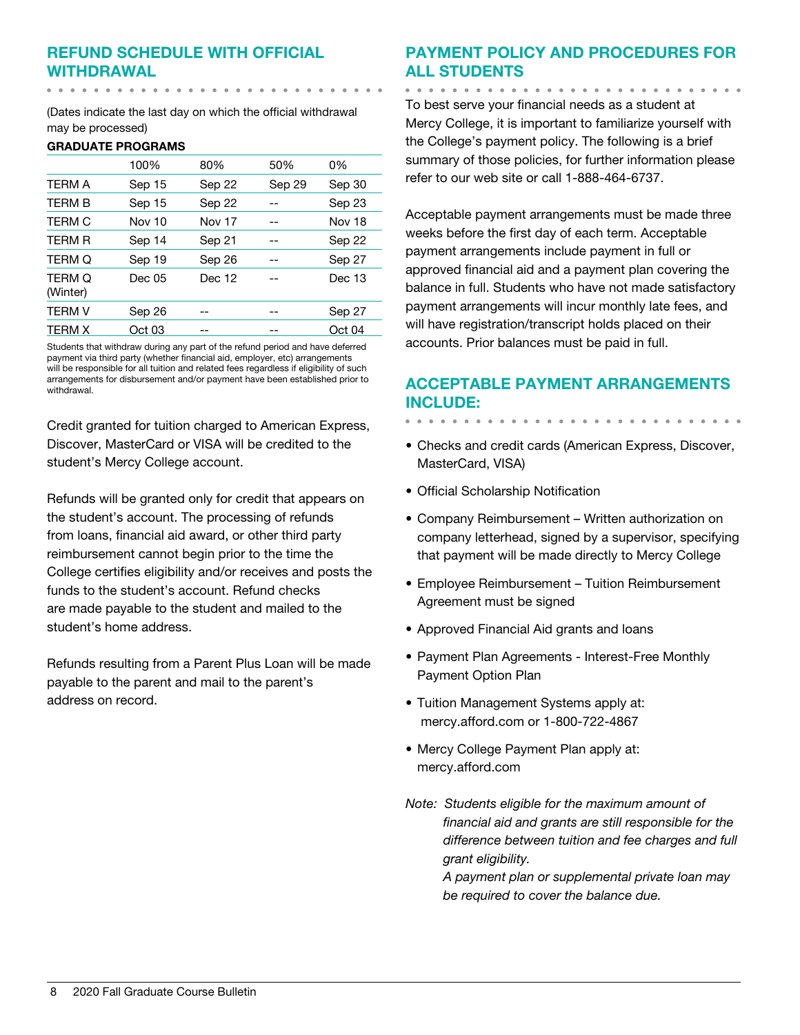## REFUND SCHEDULE WITH OFFICIAL WITHDRAWAL

(Dates indicate the last day on which the official withdrawal may be processed)

**GRADUATE PROGRAMS**

| | 100% | 80% | 50% | 0% |
|---|---|---|---|---|
| TERM A | Sep 15 | Sep 22 | Sep 29 | Sep 30 |
| TERM B | Sep 15 | Sep 22 | -- | Sep 23 |
| TERM C | Nov 10 | Nov 17 | -- | Nov 18 |
| TERM R | Sep 14 | Sep 21 | -- | Sep 22 |
| TERM Q | Sep 19 | Sep 26 | -- | Sep 27 |
| TERM Q (Winter) | Dec 05 | Dec 12 | -- | Dec 13 |
| TERM V | Sep 26 | -- | -- | Sep 27 |
| TERM X | Oct 03 | -- | -- | Oct 04 |

Students that withdraw during any part of the refund period and have deferred payment via third party (whether financial aid, employer, etc) arrangements will be responsible for all tuition and related fees regardless if eligibility of such arrangements for disbursement and/or payment have been established prior to withdrawal.

Credit granted for tuition charged to American Express, Discover, MasterCard or VISA will be credited to the student's Mercy College account.

Refunds will be granted only for credit that appears on the student's account. The processing of refunds from loans, financial aid award, or other third party reimbursement cannot begin prior to the time the College certifies eligibility and/or receives and posts the funds to the student's account. Refund checks are made payable to the student and mailed to the student's home address.

Refunds resulting from a Parent Plus Loan will be made payable to the parent and mail to the parent's address on record.

## PAYMENT POLICY AND PROCEDURES FOR ALL STUDENTS

To best serve your financial needs as a student at Mercy College, it is important to familiarize yourself with the College's payment policy. The following is a brief summary of those policies, for further information please refer to our web site or call 1-888-464-6737.

Acceptable payment arrangements must be made three weeks before the first day of each term. Acceptable payment arrangements include payment in full or approved financial aid and a payment plan covering the balance in full. Students who have not made satisfactory payment arrangements will incur monthly late fees, and will have registration/transcript holds placed on their accounts. Prior balances must be paid in full.

## ACCEPTABLE PAYMENT ARRANGEMENTS INCLUDE:

- Checks and credit cards (American Express, Discover, MasterCard, VISA)
- Official Scholarship Notification
- Company Reimbursement – Written authorization on company letterhead, signed by a supervisor, specifying that payment will be made directly to Mercy College
- Employee Reimbursement – Tuition Reimbursement Agreement must be signed
- Approved Financial Aid grants and loans
- Payment Plan Agreements - Interest-Free Monthly Payment Option Plan
- Tuition Management Systems apply at: mercy.afford.com or 1-800-722-4867
- Mercy College Payment Plan apply at: mercy.afford.com

*Note: Students eligible for the maximum amount of financial aid and grants are still responsible for the difference between tuition and fee charges and full grant eligibility.*
*A payment plan or supplemental private loan may be required to cover the balance due.*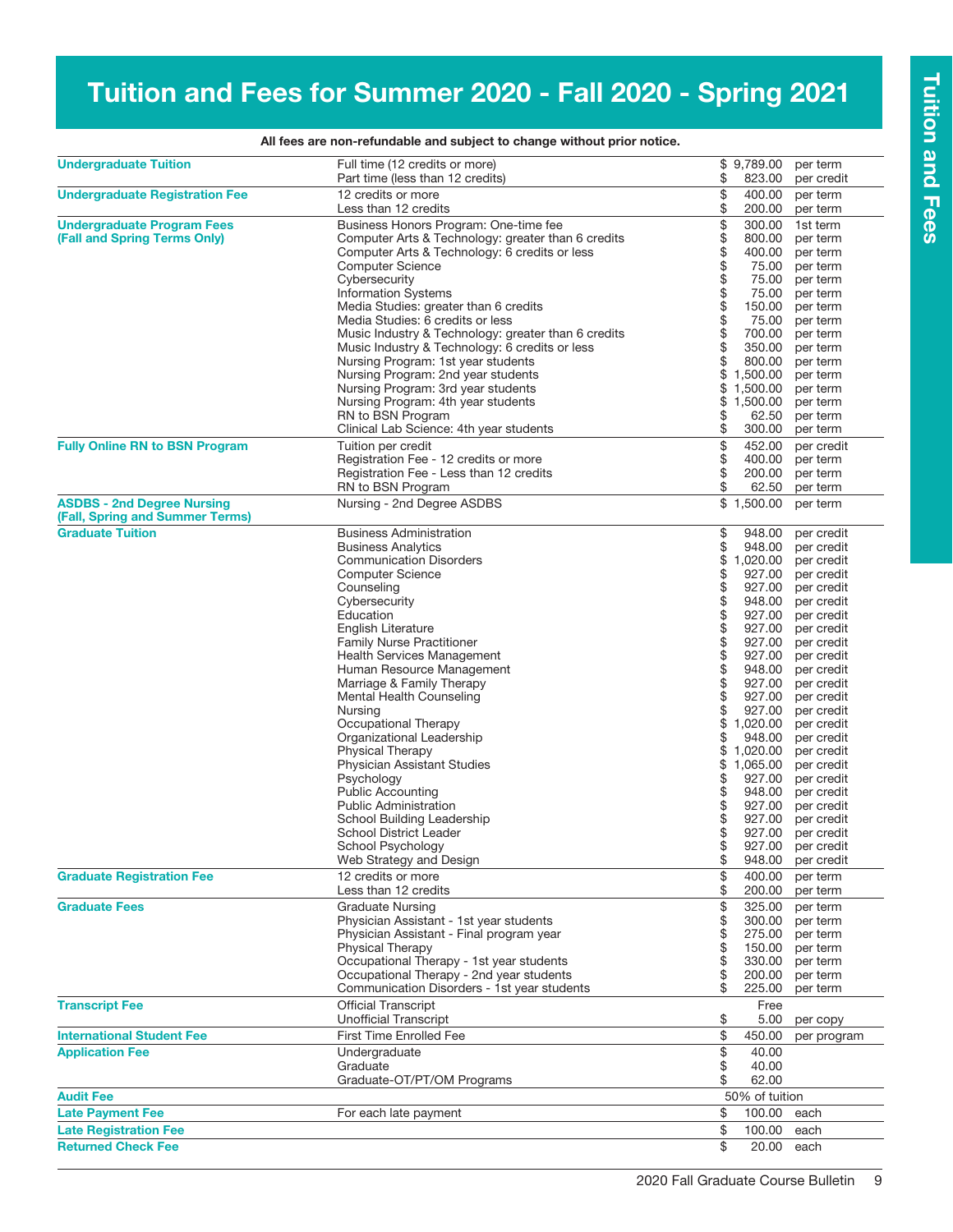# Tuition and Fees for Summer 2020 - Fall 2020 - Spring 2021

**All fees are non-refundable and subject to change without prior notice.**

| Category | Item | Amount | Unit |
|---|---|---|---|
| **Undergraduate Tuition** | Full time (12 credits or more) | $ 9,789.00 | per term |
| | Part time (less than 12 credits) | $ 823.00 | per credit |
| **Undergraduate Registration Fee** | 12 credits or more | $ 400.00 | per term |
| | Less than 12 credits | $ 200.00 | per term |
| **Undergraduate Program Fees (Fall and Spring Terms Only)** | Business Honors Program: One-time fee | $ 300.00 | 1st term |
| | Computer Arts & Technology: greater than 6 credits | $ 800.00 | per term |
| | Computer Arts & Technology: 6 credits or less | $ 400.00 | per term |
| | Computer Science | $ 75.00 | per term |
| | Cybersecurity | $ 75.00 | per term |
| | Information Systems | $ 75.00 | per term |
| | Media Studies: greater than 6 credits | $ 150.00 | per term |
| | Media Studies: 6 credits or less | $ 75.00 | per term |
| | Music Industry & Technology: greater than 6 credits | $ 700.00 | per term |
| | Music Industry & Technology: 6 credits or less | $ 350.00 | per term |
| | Nursing Program: 1st year students | $ 800.00 | per term |
| | Nursing Program: 2nd year students | $ 1,500.00 | per term |
| | Nursing Program: 3rd year students | $ 1,500.00 | per term |
| | Nursing Program: 4th year students | $ 1,500.00 | per term |
| | RN to BSN Program | $ 62.50 | per term |
| | Clinical Lab Science: 4th year students | $ 300.00 | per term |
| **Fully Online RN to BSN Program** | Tuition per credit | $ 452.00 | per credit |
| | Registration Fee - 12 credits or more | $ 400.00 | per term |
| | Registration Fee - Less than 12 credits | $ 200.00 | per term |
| | RN to BSN Program | $ 62.50 | per term |
| **ASDBS - 2nd Degree Nursing (Fall, Spring and Summer Terms)** | Nursing - 2nd Degree ASDBS | $ 1,500.00 | per term |
| **Graduate Tuition** | Business Administration | $ 948.00 | per credit |
| | Business Analytics | $ 948.00 | per credit |
| | Communication Disorders | $ 1,020.00 | per credit |
| | Computer Science | $ 927.00 | per credit |
| | Counseling | $ 927.00 | per credit |
| | Cybersecurity | $ 948.00 | per credit |
| | Education | $ 927.00 | per credit |
| | English Literature | $ 927.00 | per credit |
| | Family Nurse Practitioner | $ 927.00 | per credit |
| | Health Services Management | $ 927.00 | per credit |
| | Human Resource Management | $ 948.00 | per credit |
| | Marriage & Family Therapy | $ 927.00 | per credit |
| | Mental Health Counseling | $ 927.00 | per credit |
| | Nursing | $ 927.00 | per credit |
| | Occupational Therapy | $ 1,020.00 | per credit |
| | Organizational Leadership | $ 948.00 | per credit |
| | Physical Therapy | $ 1,020.00 | per credit |
| | Physician Assistant Studies | $ 1,065.00 | per credit |
| | Psychology | $ 927.00 | per credit |
| | Public Accounting | $ 948.00 | per credit |
| | Public Administration | $ 927.00 | per credit |
| | School Building Leadership | $ 927.00 | per credit |
| | School District Leader | $ 927.00 | per credit |
| | School Psychology | $ 927.00 | per credit |
| | Web Strategy and Design | $ 948.00 | per credit |
| **Graduate Registration Fee** | 12 credits or more | $ 400.00 | per term |
| | Less than 12 credits | $ 200.00 | per term |
| **Graduate Fees** | Graduate Nursing | $ 325.00 | per term |
| | Physician Assistant - 1st year students | $ 300.00 | per term |
| | Physician Assistant - Final program year | $ 275.00 | per term |
| | Physical Therapy | $ 150.00 | per term |
| | Occupational Therapy - 1st year students | $ 330.00 | per term |
| | Occupational Therapy - 2nd year students | $ 200.00 | per term |
| | Communication Disorders - 1st year students | $ 225.00 | per term |
| **Transcript Fee** | Official Transcript | Free | |
| | Unofficial Transcript | $ 5.00 | per copy |
| **International Student Fee** | First Time Enrolled Fee | $ 450.00 | per program |
| **Application Fee** | Undergraduate | $ 40.00 | |
| | Graduate | $ 40.00 | |
| | Graduate-OT/PT/OM Programs | $ 62.00 | |
| **Audit Fee** | | 50% of tuition | |
| **Late Payment Fee** | For each late payment | $ 100.00 | each |
| **Late Registration Fee** | | $ 100.00 | each |
| **Returned Check Fee** | | $ 20.00 | each |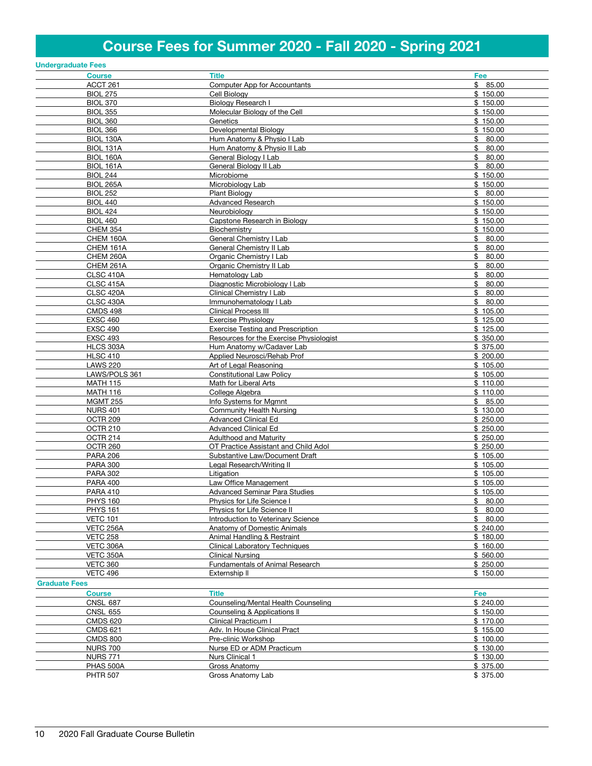# Course Fees for Summer 2020 - Fall 2020 - Spring 2021

## Undergraduate Fees

| Course | Title | Fee |
|---|---|---|
| ACCT 261 | Computer App for Accountants | $ 85.00 |
| BIOL 275 | Cell Biology | $ 150.00 |
| BIOL 370 | Biology Research I | $ 150.00 |
| BIOL 355 | Molecular Biology of the Cell | $ 150.00 |
| BIOL 360 | Genetics | $ 150.00 |
| BIOL 366 | Developmental Biology | $ 150.00 |
| BIOL 130A | Hum Anatomy & Physio I Lab | $ 80.00 |
| BIOL 131A | Hum Anatomy & Physio II Lab | $ 80.00 |
| BIOL 160A | General Biology I Lab | $ 80.00 |
| BIOL 161A | General Biology II Lab | $ 80.00 |
| BIOL 244 | Microbiome | $ 150.00 |
| BIOL 265A | Microbiology Lab | $ 150.00 |
| BIOL 252 | Plant Biology | $ 80.00 |
| BIOL 440 | Advanced Research | $ 150.00 |
| BIOL 424 | Neurobiology | $ 150.00 |
| BIOL 460 | Capstone Research in Biology | $ 150.00 |
| CHEM 354 | Biochemistry | $ 150.00 |
| CHEM 160A | General Chemistry I Lab | $ 80.00 |
| CHEM 161A | General Chemistry II Lab | $ 80.00 |
| CHEM 260A | Organic Chemistry I Lab | $ 80.00 |
| CHEM 261A | Organic Chemistry II Lab | $ 80.00 |
| CLSC 410A | Hematology Lab | $ 80.00 |
| CLSC 415A | Diagnostic Microbiology I Lab | $ 80.00 |
| CLSC 420A | Clinical Chemistry I Lab | $ 80.00 |
| CLSC 430A | Immunohematology I Lab | $ 80.00 |
| CMDS 498 | Clinical Process III | $ 105.00 |
| EXSC 460 | Exercise Physiology | $ 125.00 |
| EXSC 490 | Exercise Testing and Prescription | $ 125.00 |
| EXSC 493 | Resources for the Exercise Physiologist | $ 350.00 |
| HLCS 303A | Hum Anatomy w/Cadaver Lab | $ 375.00 |
| HLSC 410 | Applied Neurosci/Rehab Prof | $ 200.00 |
| LAWS 220 | Art of Legal Reasoning | $ 105.00 |
| LAWS/POLS 361 | Constitutional Law Policy | $ 105.00 |
| MATH 115 | Math for Liberal Arts | $ 110.00 |
| MATH 116 | College Algebra | $ 110.00 |
| MGMT 255 | Info Systems for Mgmnt | $ 85.00 |
| NURS 401 | Community Health Nursing | $ 130.00 |
| OCTR 209 | Advanced Clinical Ed | $ 250.00 |
| OCTR 210 | Advanced Clinical Ed | $ 250.00 |
| OCTR 214 | Adulthood and Maturity | $ 250.00 |
| OCTR 260 | OT Practice Assistant and Child Adol | $ 250.00 |
| PARA 206 | Substantive Law/Document Draft | $ 105.00 |
| PARA 300 | Legal Research/Writing II | $ 105.00 |
| PARA 302 | Litigation | $ 105.00 |
| PARA 400 | Law Office Management | $ 105.00 |
| PARA 410 | Advanced Seminar Para Studies | $ 105.00 |
| PHYS 160 | Physics for Life Science I | $ 80.00 |
| PHYS 161 | Physics for Life Science II | $ 80.00 |
| VETC 101 | Introduction to Veterinary Science | $ 80.00 |
| VETC 256A | Anatomy of Domestic Animals | $ 240.00 |
| VETC 258 | Animal Handling & Restraint | $ 180.00 |
| VETC 306A | Clinical Laboratory Techniques | $ 160.00 |
| VETC 350A | Clinical Nursing | $ 560.00 |
| VETC 360 | Fundamentals of Animal Research | $ 250.00 |
| VETC 496 | Externship II | $ 150.00 |

## Graduate Fees

| Course | Title | Fee |
|---|---|---|
| CNSL 687 | Counseling/Mental Health Counseling | $ 240.00 |
| CNSL 655 | Counseling & Applications II | $ 150.00 |
| CMDS 620 | Clinical Practicum I | $ 170.00 |
| CMDS 621 | Adv. In House Clinical Pract | $ 155.00 |
| CMDS 800 | Pre-clinic Workshop | $ 100.00 |
| NURS 700 | Nurse ED or ADM Practicum | $ 130.00 |
| NURS 771 | Nurs Clinical 1 | $ 130.00 |
| PHAS 500A | Gross Anatomy | $ 375.00 |
| PHTR 507 | Gross Anatomy Lab | $ 375.00 |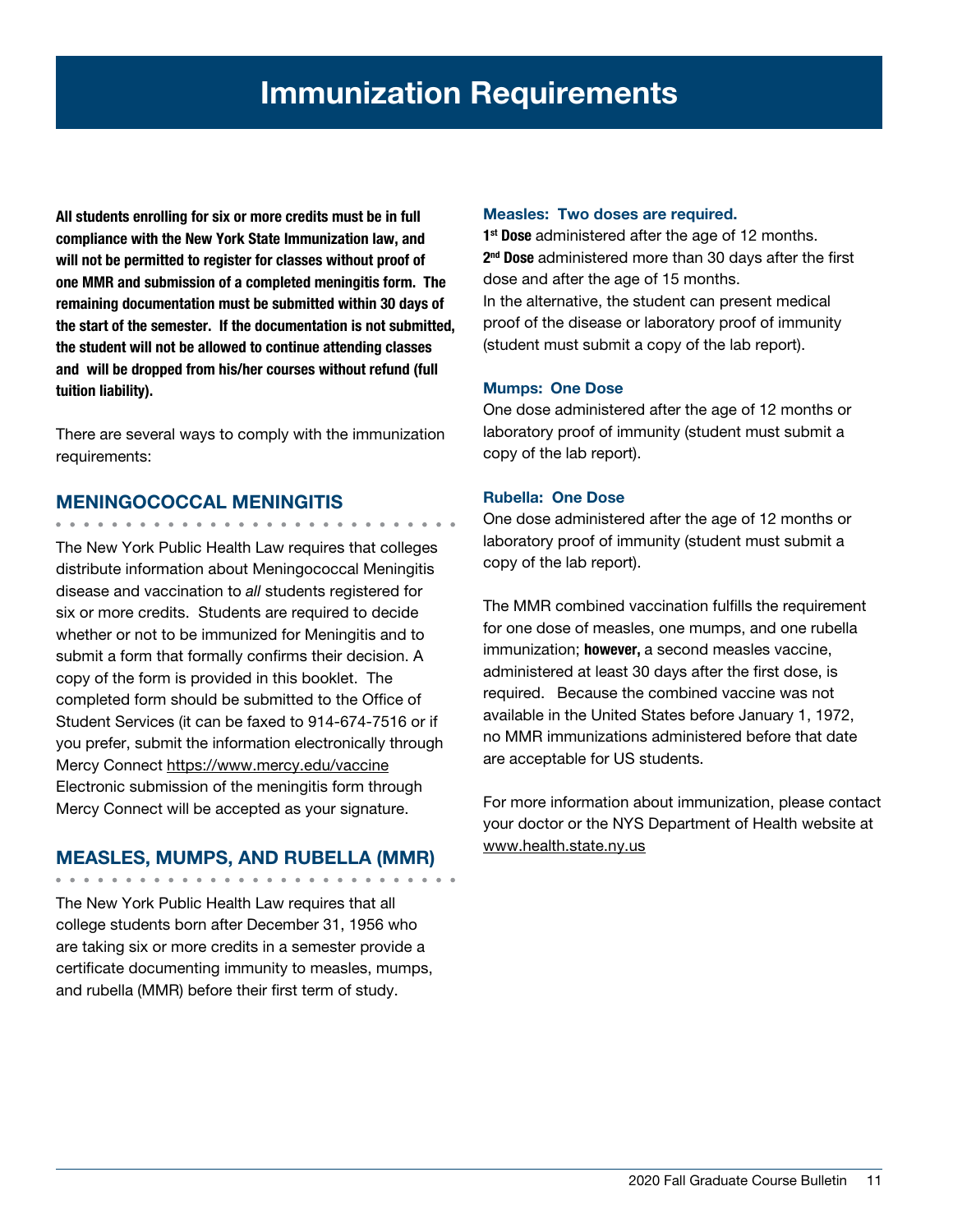# Immunization Requirements

**All students enrolling for six or more credits must be in full compliance with the New York State Immunization law, and will not be permitted to register for classes without proof of one MMR and submission of a completed meningitis form. The remaining documentation must be submitted within 30 days of the start of the semester. If the documentation is not submitted, the student will not be allowed to continue attending classes and will be dropped from his/her courses without refund (full tuition liability).**

There are several ways to comply with the immunization requirements:

## MENINGOCOCCAL MENINGITIS

The New York Public Health Law requires that colleges distribute information about Meningococcal Meningitis disease and vaccination to *all* students registered for six or more credits. Students are required to decide whether or not to be immunized for Meningitis and to submit a form that formally confirms their decision. A copy of the form is provided in this booklet. The completed form should be submitted to the Office of Student Services (it can be faxed to 914-674-7516 or if you prefer, submit the information electronically through Mercy Connect https://www.mercy.edu/vaccine Electronic submission of the meningitis form through Mercy Connect will be accepted as your signature.

## MEASLES, MUMPS, AND RUBELLA (MMR)

The New York Public Health Law requires that all college students born after December 31, 1956 who are taking six or more credits in a semester provide a certificate documenting immunity to measles, mumps, and rubella (MMR) before their first term of study.

### Measles: Two doses are required.

**1st Dose** administered after the age of 12 months.
**2nd Dose** administered more than 30 days after the first dose and after the age of 15 months.
In the alternative, the student can present medical proof of the disease or laboratory proof of immunity (student must submit a copy of the lab report).

### Mumps: One Dose

One dose administered after the age of 12 months or laboratory proof of immunity (student must submit a copy of the lab report).

### Rubella: One Dose

One dose administered after the age of 12 months or laboratory proof of immunity (student must submit a copy of the lab report).

The MMR combined vaccination fulfills the requirement for one dose of measles, one mumps, and one rubella immunization; **however,** a second measles vaccine, administered at least 30 days after the first dose, is required. Because the combined vaccine was not available in the United States before January 1, 1972, no MMR immunizations administered before that date are acceptable for US students.

For more information about immunization, please contact your doctor or the NYS Department of Health website at www.health.state.ny.us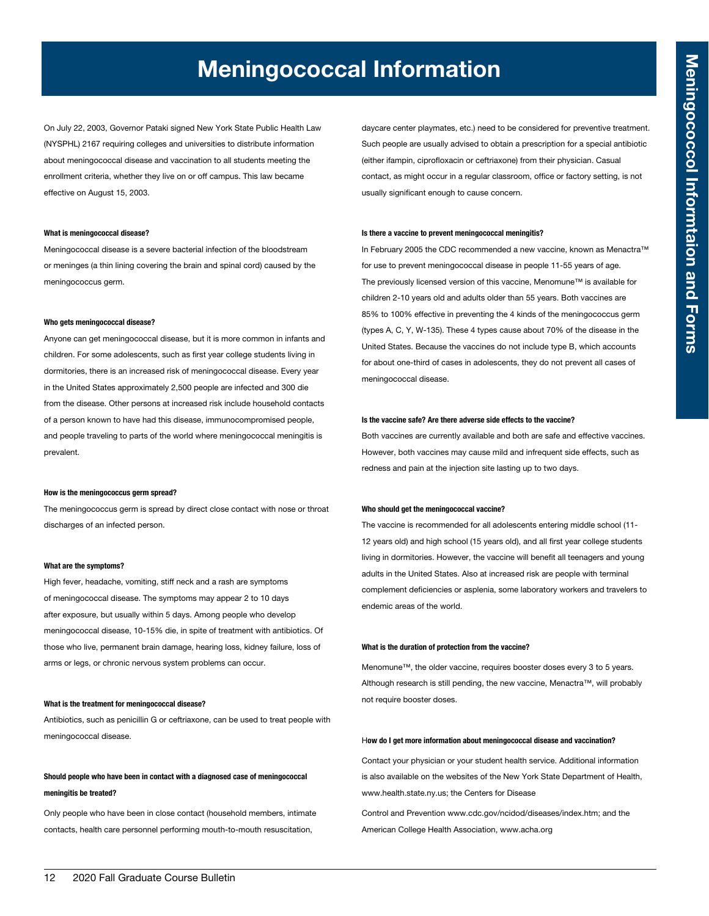# Meningococcal Information

On July 22, 2003, Governor Pataki signed New York State Public Health Law (NYSPHL) 2167 requiring colleges and universities to distribute information about meningococcal disease and vaccination to all students meeting the enrollment criteria, whether they live on or off campus. This law became effective on August 15, 2003.

**What is meningococcal disease?**

Meningococcal disease is a severe bacterial infection of the bloodstream or meninges (a thin lining covering the brain and spinal cord) caused by the meningococcus germ.

**Who gets meningococcal disease?**

Anyone can get meningococcal disease, but it is more common in infants and children. For some adolescents, such as first year college students living in dormitories, there is an increased risk of meningococcal disease. Every year in the United States approximately 2,500 people are infected and 300 die from the disease. Other persons at increased risk include household contacts of a person known to have had this disease, immunocompromised people, and people traveling to parts of the world where meningococcal meningitis is prevalent.

**How is the meningococcus germ spread?**

The meningococcus germ is spread by direct close contact with nose or throat discharges of an infected person.

**What are the symptoms?**

High fever, headache, vomiting, stiff neck and a rash are symptoms of meningococcal disease. The symptoms may appear 2 to 10 days after exposure, but usually within 5 days. Among people who develop meningococcal disease, 10-15% die, in spite of treatment with antibiotics. Of those who live, permanent brain damage, hearing loss, kidney failure, loss of arms or legs, or chronic nervous system problems can occur.

**What is the treatment for meningococcal disease?**

Antibiotics, such as penicillin G or ceftriaxone, can be used to treat people with meningococcal disease.

**Should people who have been in contact with a diagnosed case of meningococcal meningitis be treated?**

Only people who have been in close contact (household members, intimate contacts, health care personnel performing mouth-to-mouth resuscitation, daycare center playmates, etc.) need to be considered for preventive treatment. Such people are usually advised to obtain a prescription for a special antibiotic (either ifampin, ciprofloxacin or ceftriaxone) from their physician. Casual contact, as might occur in a regular classroom, office or factory setting, is not usually significant enough to cause concern.

**Is there a vaccine to prevent meningococcal meningitis?**

In February 2005 the CDC recommended a new vaccine, known as Menactra™ for use to prevent meningococcal disease in people 11-55 years of age. The previously licensed version of this vaccine, Menomune™ is available for children 2-10 years old and adults older than 55 years. Both vaccines are 85% to 100% effective in preventing the 4 kinds of the meningococcus germ (types A, C, Y, W-135). These 4 types cause about 70% of the disease in the United States. Because the vaccines do not include type B, which accounts for about one-third of cases in adolescents, they do not prevent all cases of meningococcal disease.

**Is the vaccine safe? Are there adverse side effects to the vaccine?**

Both vaccines are currently available and both are safe and effective vaccines. However, both vaccines may cause mild and infrequent side effects, such as redness and pain at the injection site lasting up to two days.

**Who should get the meningococcal vaccine?**

The vaccine is recommended for all adolescents entering middle school (11-12 years old) and high school (15 years old), and all first year college students living in dormitories. However, the vaccine will benefit all teenagers and young adults in the United States. Also at increased risk are people with terminal complement deficiencies or asplenia, some laboratory workers and travelers to endemic areas of the world.

**What is the duration of protection from the vaccine?**

Menomune™, the older vaccine, requires booster doses every 3 to 5 years. Although research is still pending, the new vaccine, Menactra™, will probably not require booster doses.

**How do I get more information about meningococcal disease and vaccination?**

Contact your physician or your student health service. Additional information is also available on the websites of the New York State Department of Health, www.health.state.ny.us; the Centers for Disease

Control and Prevention www.cdc.gov/ncidod/diseases/index.htm; and the American College Health Association, www.acha.org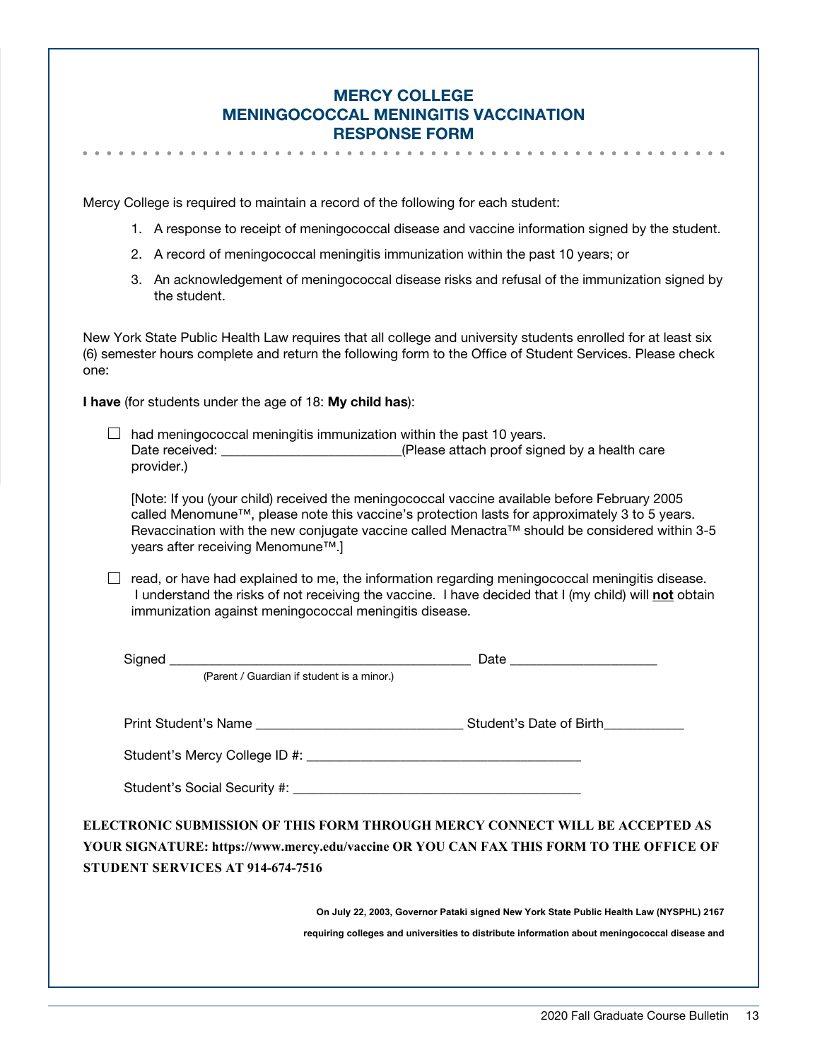# MERCY COLLEGE MENINGOCOCCAL MENINGITIS VACCINATION RESPONSE FORM

Mercy College is required to maintain a record of the following for each student:

1. A response to receipt of meningococcal disease and vaccine information signed by the student.
2. A record of meningococcal meningitis immunization within the past 10 years; or
3. An acknowledgement of meningococcal disease risks and refusal of the immunization signed by the student.

New York State Public Health Law requires that all college and university students enrolled for at least six (6) semester hours complete and return the following form to the Office of Student Services. Please check one:

**I have** (for students under the age of 18: **My child has**):

☐ had meningococcal meningitis immunization within the past 10 years.
Date received: _________________________(Please attach proof signed by a health care provider.)

[Note: If you (your child) received the meningococcal vaccine available before February 2005 called Menomune™, please note this vaccine's protection lasts for approximately 3 to 5 years. Revaccination with the new conjugate vaccine called Menactra™ should be considered within 3-5 years after receiving Menomune™.]

☐ read, or have had explained to me, the information regarding meningococcal meningitis disease. I understand the risks of not receiving the vaccine. I have decided that I (my child) will **not** obtain immunization against meningococcal meningitis disease.

Signed ___________________________________________ Date ____________________
(Parent / Guardian if student is a minor.)

Print Student's Name _____________________________ Student's Date of Birth___________

Student's Mercy College ID #: ______________________________________

Student's Social Security #: ________________________________________

**ELECTRONIC SUBMISSION OF THIS FORM THROUGH MERCY CONNECT WILL BE ACCEPTED AS YOUR SIGNATURE: https://www.mercy.edu/vaccine OR YOU CAN FAX THIS FORM TO THE OFFICE OF STUDENT SERVICES AT 914-674-7516**

**On July 22, 2003, Governor Pataki signed New York State Public Health Law (NYSPHL) 2167 requiring colleges and universities to distribute information about meningococcal disease and**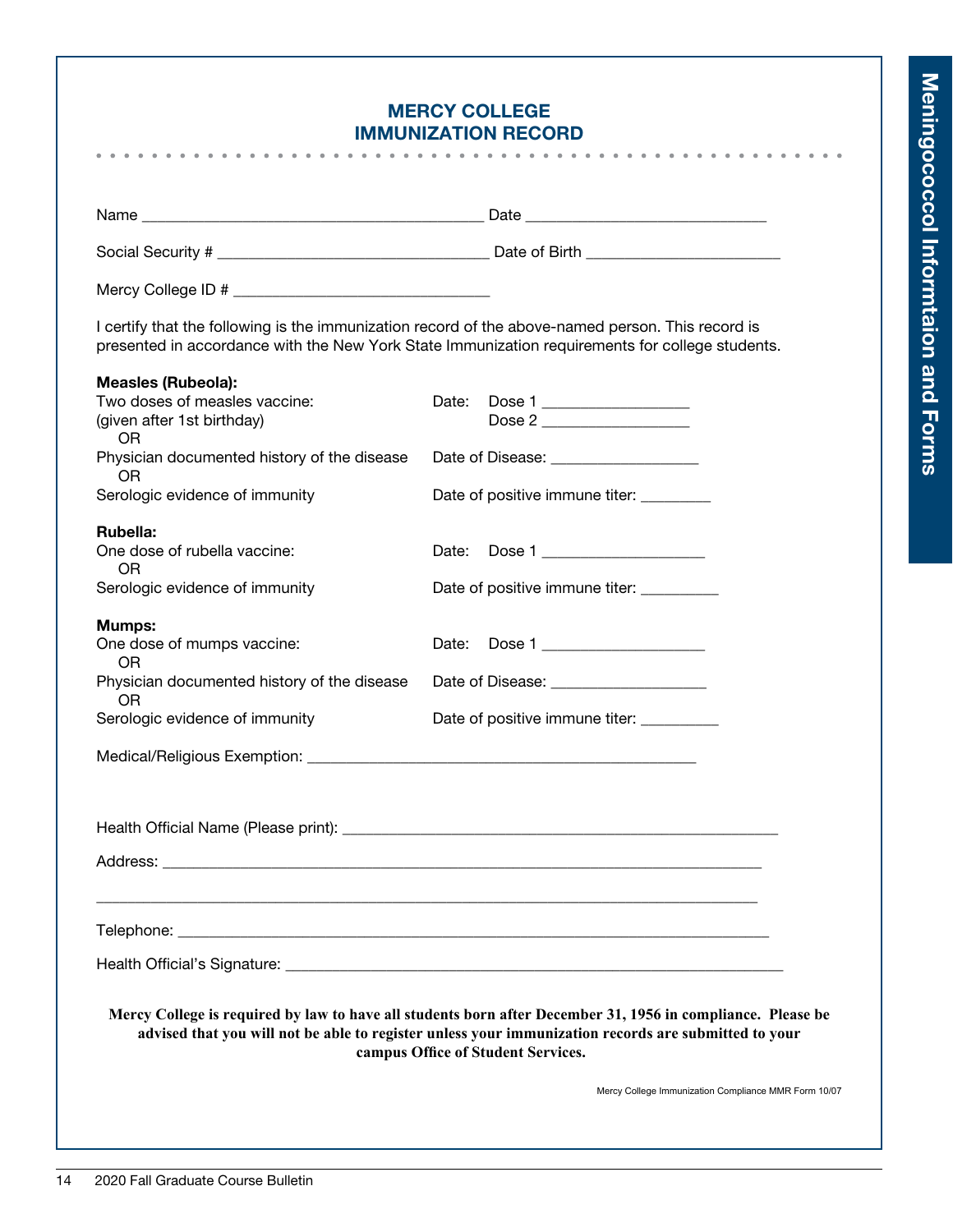# MERCY COLLEGE
# IMMUNIZATION RECORD

Name ________________________________________ Date ____________________________

Social Security # _______________________________ Date of Birth ______________________

Mercy College ID # ______________________________

I certify that the following is the immunization record of the above-named person. This record is presented in accordance with the New York State Immunization requirements for college students.

**Measles (Rubeola):**

Two doses of measles vaccine: (given after 1st birthday) — Date: Dose 1 _________________ Dose 2 _________________

OR

Physician documented history of the disease — Date of Disease: _________________

OR

Serologic evidence of immunity — Date of positive immune titer: ________

**Rubella:**

One dose of rubella vaccine: — Date: Dose 1 ___________________

OR

Serologic evidence of immunity — Date of positive immune titer: _________

**Mumps:**

One dose of mumps vaccine: — Date: Dose 1 ___________________

OR

Physician documented history of the disease — Date of Disease: __________________

OR

Serologic evidence of immunity — Date of positive immune titer: _________

Medical/Religious Exemption: _____________________________________________

Health Official Name (Please print): ___________________________________________________

Address: ___________________________________________________________________________

_____________________________________________________________________________________

Telephone: _________________________________________________________________________

Health Official's Signature: _____________________________________________________

**Mercy College is required by law to have all students born after December 31, 1956 in compliance. Please be advised that you will not be able to register unless your immunization records are submitted to your campus Office of Student Services.**

Mercy College Immunization Compliance MMR Form 10/07